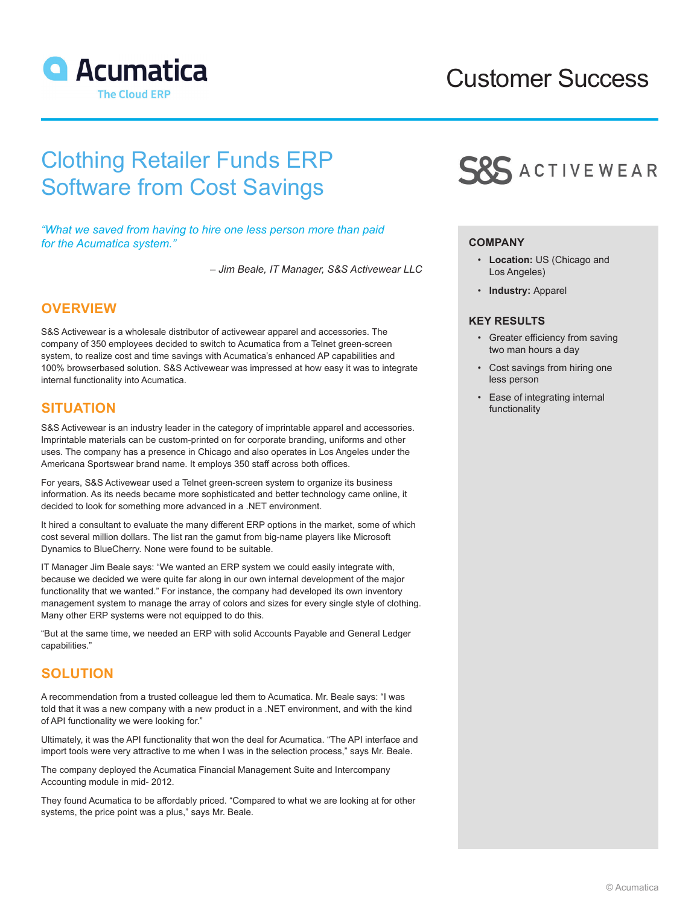Acumatica
The Cloud ERP

Customer Success

# Clothing Retailer Funds ERP Software from Cost Savings

S&S ACTIVEWEAR

*"What we saved from having to hire one less person more than paid for the Acumatica system."*

*– Jim Beale, IT Manager, S&S Activewear LLC*

## OVERVIEW

S&S Activewear is a wholesale distributor of activewear apparel and accessories. The company of 350 employees decided to switch to Acumatica from a Telnet green-screen system, to realize cost and time savings with Acumatica's enhanced AP capabilities and 100% browserbased solution. S&S Activewear was impressed at how easy it was to integrate internal functionality into Acumatica.

## SITUATION

S&S Activewear is an industry leader in the category of imprintable apparel and accessories. Imprintable materials can be custom-printed on for corporate branding, uniforms and other uses. The company has a presence in Chicago and also operates in Los Angeles under the Americana Sportswear brand name. It employs 350 staff across both offices.

For years, S&S Activewear used a Telnet green-screen system to organize its business information. As its needs became more sophisticated and better technology came online, it decided to look for something more advanced in a .NET environment.

It hired a consultant to evaluate the many different ERP options in the market, some of which cost several million dollars. The list ran the gamut from big-name players like Microsoft Dynamics to BlueCherry. None were found to be suitable.

IT Manager Jim Beale says: "We wanted an ERP system we could easily integrate with, because we decided we were quite far along in our own internal development of the major functionality that we wanted." For instance, the company had developed its own inventory management system to manage the array of colors and sizes for every single style of clothing. Many other ERP systems were not equipped to do this.

"But at the same time, we needed an ERP with solid Accounts Payable and General Ledger capabilities."

## SOLUTION

A recommendation from a trusted colleague led them to Acumatica. Mr. Beale says: "I was told that it was a new company with a new product in a .NET environment, and with the kind of API functionality we were looking for."

Ultimately, it was the API functionality that won the deal for Acumatica. "The API interface and import tools were very attractive to me when I was in the selection process," says Mr. Beale.

The company deployed the Acumatica Financial Management Suite and Intercompany Accounting module in mid- 2012.

They found Acumatica to be affordably priced. "Compared to what we are looking at for other systems, the price point was a plus," says Mr. Beale.

### COMPANY

- **Location:** US (Chicago and Los Angeles)
- **Industry:** Apparel

### KEY RESULTS

- Greater efficiency from saving two man hours a day
- Cost savings from hiring one less person
- Ease of integrating internal functionality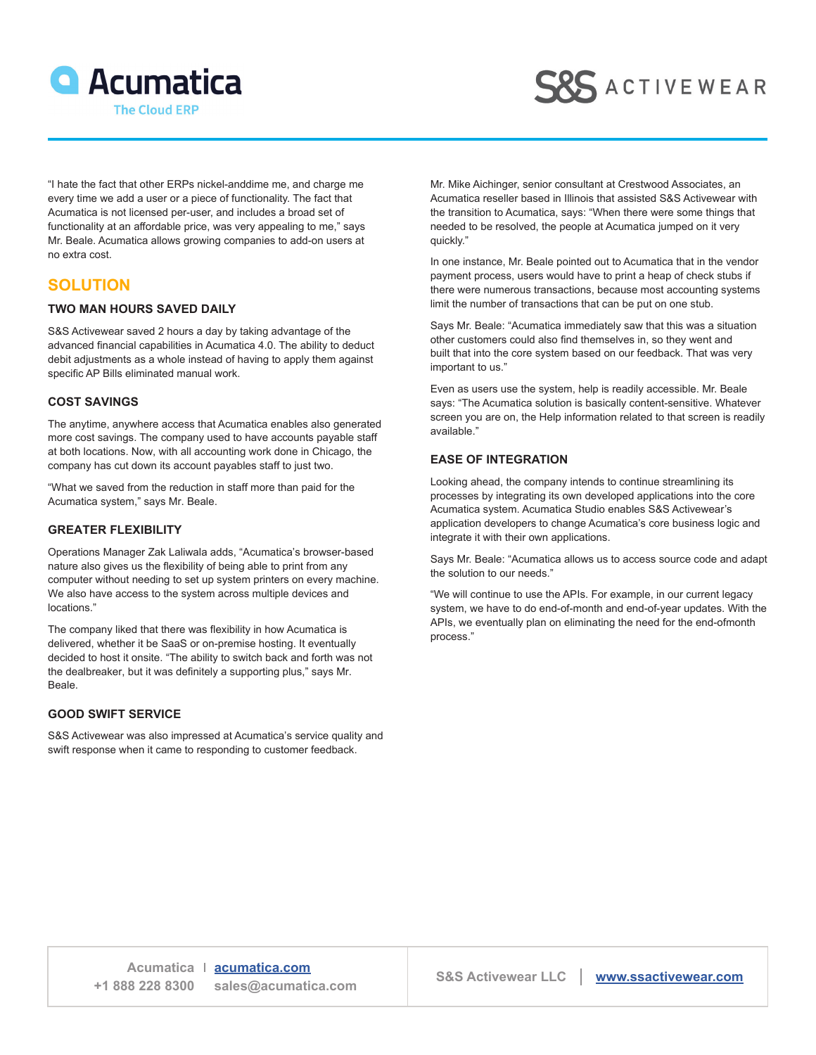"I hate the fact that other ERPs nickel-anddime me, and charge me every time we add a user or a piece of functionality. The fact that Acumatica is not licensed per-user, and includes a broad set of functionality at an affordable price, was very appealing to me," says Mr. Beale. Acumatica allows growing companies to add-on users at no extra cost.

## SOLUTION

### TWO MAN HOURS SAVED DAILY

S&S Activewear saved 2 hours a day by taking advantage of the advanced financial capabilities in Acumatica 4.0. The ability to deduct debit adjustments as a whole instead of having to apply them against specific AP Bills eliminated manual work.

### COST SAVINGS

The anytime, anywhere access that Acumatica enables also generated more cost savings. The company used to have accounts payable staff at both locations. Now, with all accounting work done in Chicago, the company has cut down its account payables staff to just two.

"What we saved from the reduction in staff more than paid for the Acumatica system," says Mr. Beale.

### GREATER FLEXIBILITY

Operations Manager Zak Laliwala adds, "Acumatica's browser-based nature also gives us the flexibility of being able to print from any computer without needing to set up system printers on every machine. We also have access to the system across multiple devices and locations."

The company liked that there was flexibility in how Acumatica is delivered, whether it be SaaS or on-premise hosting. It eventually decided to host it onsite. "The ability to switch back and forth was not the dealbreaker, but it was definitely a supporting plus," says Mr. Beale.

### GOOD SWIFT SERVICE

S&S Activewear was also impressed at Acumatica's service quality and swift response when it came to responding to customer feedback.

Mr. Mike Aichinger, senior consultant at Crestwood Associates, an Acumatica reseller based in Illinois that assisted S&S Activewear with the transition to Acumatica, says: "When there were some things that needed to be resolved, the people at Acumatica jumped on it very quickly."

In one instance, Mr. Beale pointed out to Acumatica that in the vendor payment process, users would have to print a heap of check stubs if there were numerous transactions, because most accounting systems limit the number of transactions that can be put on one stub.

Says Mr. Beale: "Acumatica immediately saw that this was a situation other customers could also find themselves in, so they went and built that into the core system based on our feedback. That was very important to us."

Even as users use the system, help is readily accessible. Mr. Beale says: "The Acumatica solution is basically content-sensitive. Whatever screen you are on, the Help information related to that screen is readily available."

### EASE OF INTEGRATION

Looking ahead, the company intends to continue streamlining its processes by integrating its own developed applications into the core Acumatica system. Acumatica Studio enables S&S Activewear's application developers to change Acumatica's core business logic and integrate it with their own applications.

Says Mr. Beale: "Acumatica allows us to access source code and adapt the solution to our needs."

"We will continue to use the APIs. For example, in our current legacy system, we have to do end-of-month and end-of-year updates. With the APIs, we eventually plan on eliminating the need for the end-ofmonth process."

Acumatica | acumatica.com
+1 888 228 8300 sales@acumatica.com

S&S Activewear LLC | www.ssactivewear.com